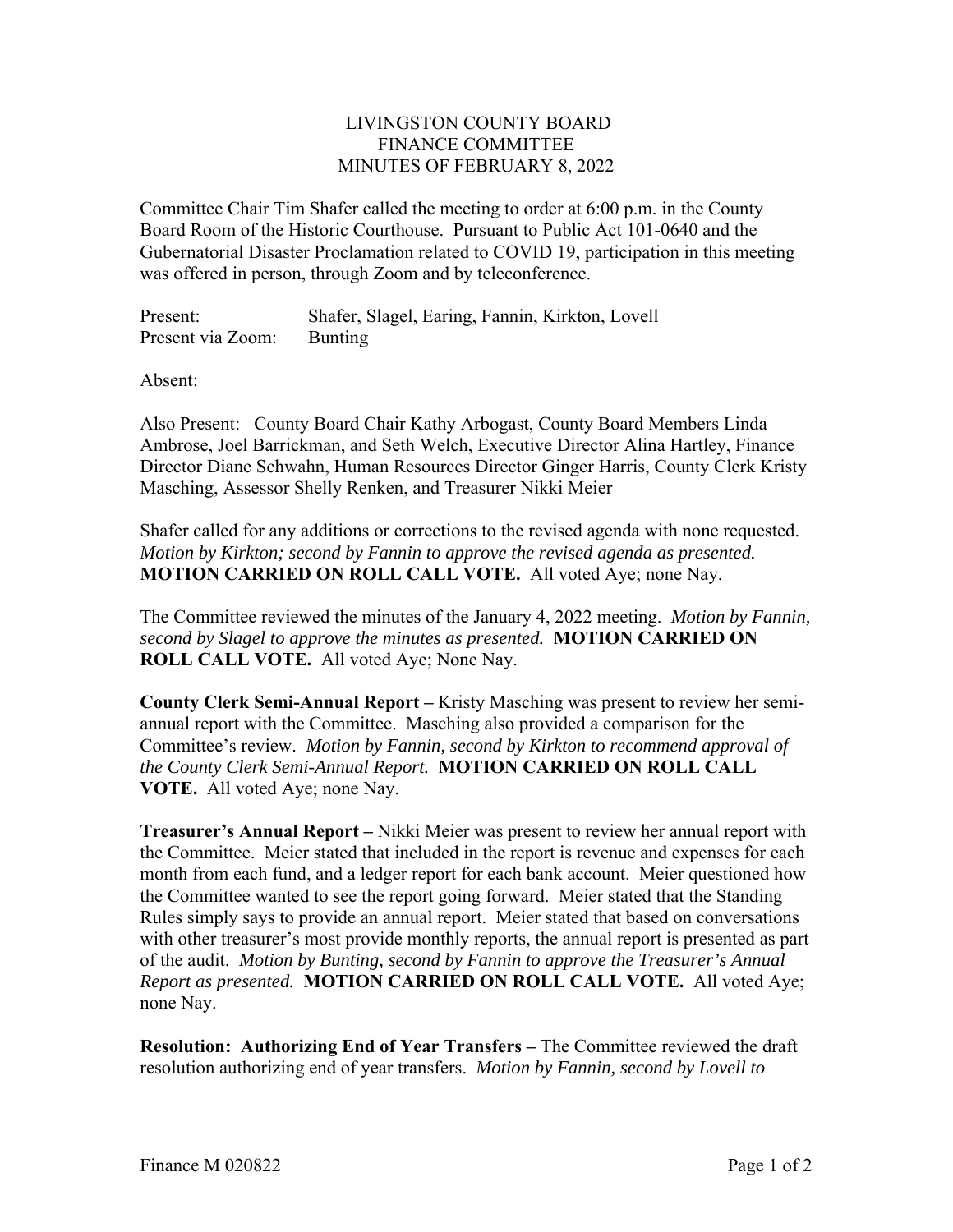# LIVINGSTON COUNTY BOARD
## FINANCE COMMITTEE
### MINUTES OF FEBRUARY 8, 2022

Committee Chair Tim Shafer called the meeting to order at 6:00 p.m. in the County Board Room of the Historic Courthouse. Pursuant to Public Act 101-0640 and the Gubernatorial Disaster Proclamation related to COVID 19, participation in this meeting was offered in person, through Zoom and by teleconference.

Present: Shafer, Slagel, Earing, Fannin, Kirkton, Lovell
Present via Zoom: Bunting

Absent:

Also Present: County Board Chair Kathy Arbogast, County Board Members Linda Ambrose, Joel Barrickman, and Seth Welch, Executive Director Alina Hartley, Finance Director Diane Schwahn, Human Resources Director Ginger Harris, County Clerk Kristy Masching, Assessor Shelly Renken, and Treasurer Nikki Meier

Shafer called for any additions or corrections to the revised agenda with none requested. *Motion by Kirkton; second by Fannin to approve the revised agenda as presented.* **MOTION CARRIED ON ROLL CALL VOTE.** All voted Aye; none Nay.

The Committee reviewed the minutes of the January 4, 2022 meeting. *Motion by Fannin, second by Slagel to approve the minutes as presented.* **MOTION CARRIED ON ROLL CALL VOTE.** All voted Aye; None Nay.

**County Clerk Semi-Annual Report –** Kristy Masching was present to review her semi-annual report with the Committee. Masching also provided a comparison for the Committee's review. *Motion by Fannin, second by Kirkton to recommend approval of the County Clerk Semi-Annual Report.* **MOTION CARRIED ON ROLL CALL VOTE.** All voted Aye; none Nay.

**Treasurer's Annual Report –** Nikki Meier was present to review her annual report with the Committee. Meier stated that included in the report is revenue and expenses for each month from each fund, and a ledger report for each bank account. Meier questioned how the Committee wanted to see the report going forward. Meier stated that the Standing Rules simply says to provide an annual report. Meier stated that based on conversations with other treasurer's most provide monthly reports, the annual report is presented as part of the audit. *Motion by Bunting, second by Fannin to approve the Treasurer's Annual Report as presented.* **MOTION CARRIED ON ROLL CALL VOTE.** All voted Aye; none Nay.

**Resolution: Authorizing End of Year Transfers –** The Committee reviewed the draft resolution authorizing end of year transfers. *Motion by Fannin, second by Lovell to*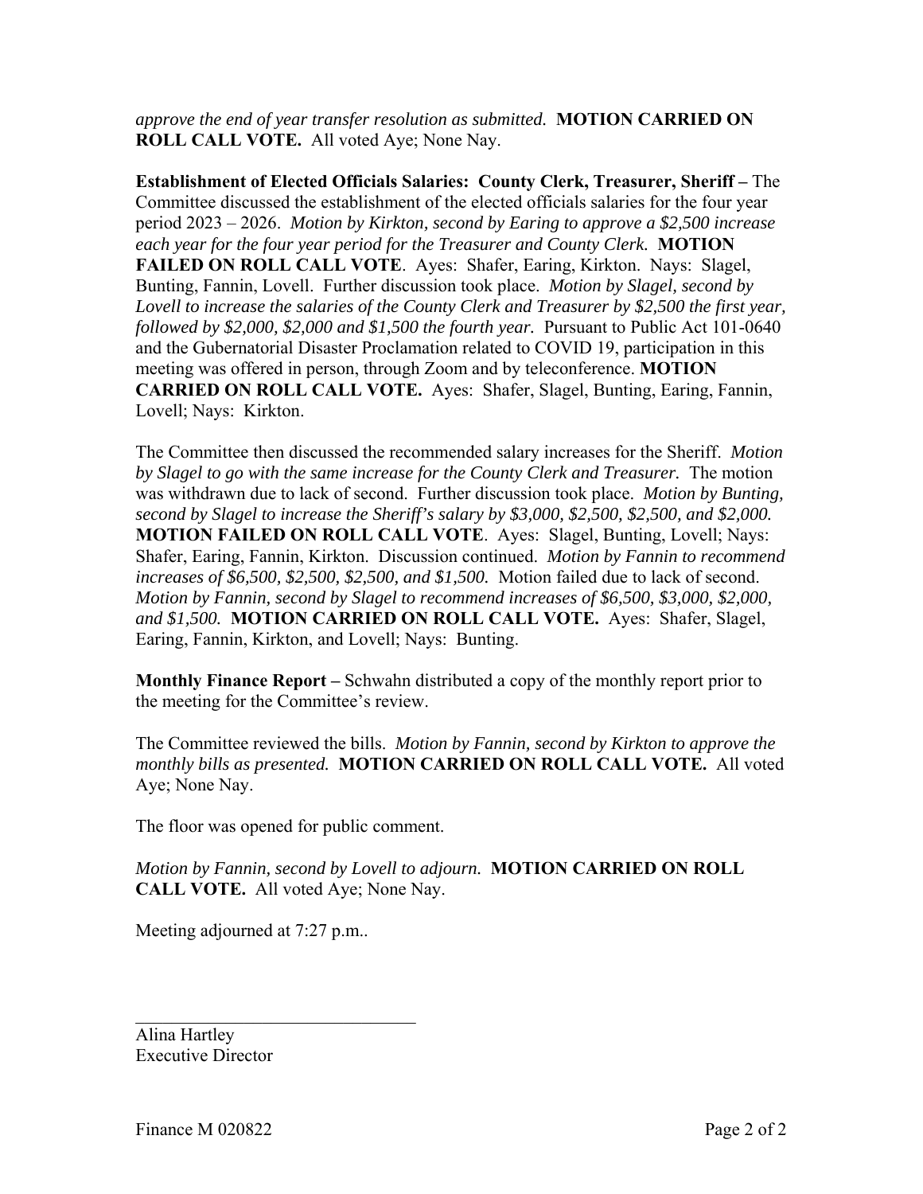*approve the end of year transfer resolution as submitted.* **MOTION CARRIED ON ROLL CALL VOTE.** All voted Aye; None Nay.

**Establishment of Elected Officials Salaries: County Clerk, Treasurer, Sheriff –** The Committee discussed the establishment of the elected officials salaries for the four year period 2023 – 2026. *Motion by Kirkton, second by Earing to approve a $2,500 increase each year for the four year period for the Treasurer and County Clerk.* **MOTION FAILED ON ROLL CALL VOTE**. Ayes: Shafer, Earing, Kirkton. Nays: Slagel, Bunting, Fannin, Lovell. Further discussion took place. *Motion by Slagel, second by Lovell to increase the salaries of the County Clerk and Treasurer by $2,500 the first year, followed by $2,000, $2,000 and $1,500 the fourth year.* Pursuant to Public Act 101-0640 and the Gubernatorial Disaster Proclamation related to COVID 19, participation in this meeting was offered in person, through Zoom and by teleconference. **MOTION CARRIED ON ROLL CALL VOTE.** Ayes: Shafer, Slagel, Bunting, Earing, Fannin, Lovell; Nays: Kirkton.

The Committee then discussed the recommended salary increases for the Sheriff. *Motion by Slagel to go with the same increase for the County Clerk and Treasurer.* The motion was withdrawn due to lack of second. Further discussion took place. *Motion by Bunting, second by Slagel to increase the Sheriff's salary by $3,000, $2,500, $2,500, and $2,000.* **MOTION FAILED ON ROLL CALL VOTE**. Ayes: Slagel, Bunting, Lovell; Nays: Shafer, Earing, Fannin, Kirkton. Discussion continued. *Motion by Fannin to recommend increases of $6,500, $2,500, $2,500, and $1,500.* Motion failed due to lack of second. *Motion by Fannin, second by Slagel to recommend increases of $6,500, $3,000, $2,000, and $1,500.* **MOTION CARRIED ON ROLL CALL VOTE.** Ayes: Shafer, Slagel, Earing, Fannin, Kirkton, and Lovell; Nays: Bunting.

**Monthly Finance Report –** Schwahn distributed a copy of the monthly report prior to the meeting for the Committee's review.

The Committee reviewed the bills. *Motion by Fannin, second by Kirkton to approve the monthly bills as presented.* **MOTION CARRIED ON ROLL CALL VOTE.** All voted Aye; None Nay.

The floor was opened for public comment.

*Motion by Fannin, second by Lovell to adjourn.* **MOTION CARRIED ON ROLL CALL VOTE.** All voted Aye; None Nay.

Meeting adjourned at 7:27 p.m..

\_\_\_\_\_\_\_\_\_\_\_\_\_\_\_\_\_\_\_\_\_\_\_\_\_\_\_\_\_\_\_\_

Alina Hartley
Executive Director

Finance M 020822